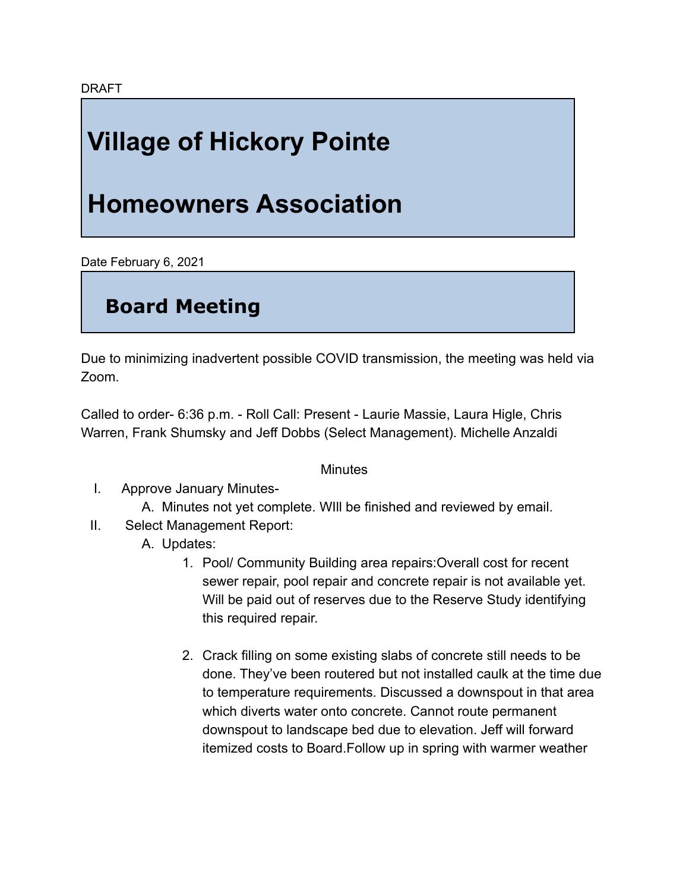DRAFT

# Village of Hickory Pointe

# Homeowners Association

Date February 6, 2021

## Board Meeting

Due to minimizing inadvertent possible COVID transmission, the meeting was held via Zoom.

Called to order- 6:36 p.m. - Roll Call: Present - Laurie Massie, Laura Higle, Chris Warren, Frank Shumsky and Jeff Dobbs (Select Management). Michelle Anzaldi

Minutes

I. Approve January Minutes-
    A. Minutes not yet complete. WIll be finished and reviewed by email.
II. Select Management Report:
    A. Updates:
        1. Pool/ Community Building area repairs:Overall cost for recent sewer repair, pool repair and concrete repair is not available yet. Will be paid out of reserves due to the Reserve Study identifying this required repair.
        2. Crack filling on some existing slabs of concrete still needs to be done. They've been routered but not installed caulk at the time due to temperature requirements. Discussed a downspout in that area which diverts water onto concrete. Cannot route permanent downspout to landscape bed due to elevation. Jeff will forward itemized costs to Board.Follow up in spring with warmer weather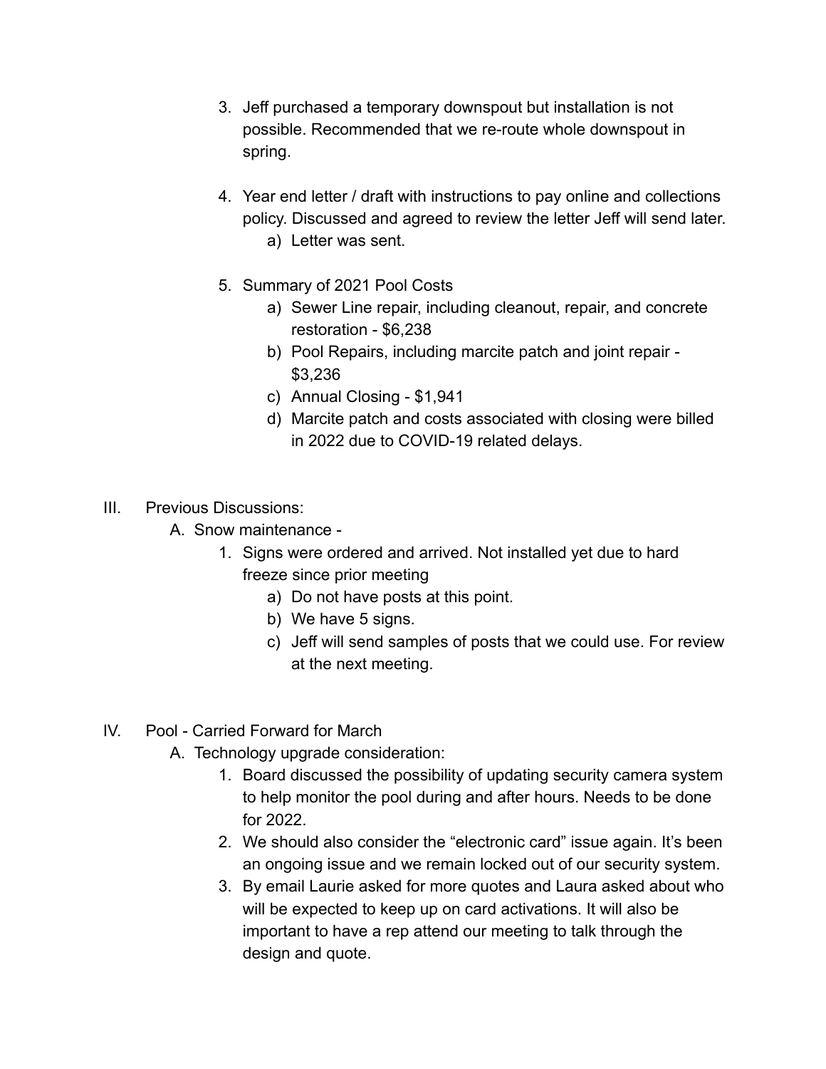3. Jeff purchased a temporary downspout but installation is not possible. Recommended that we re-route whole downspout in spring.

4. Year end letter / draft with instructions to pay online and collections policy. Discussed and agreed to review the letter Jeff will send later.
    a) Letter was sent.

5. Summary of 2021 Pool Costs
    a) Sewer Line repair, including cleanout, repair, and concrete restoration - $6,238
    b) Pool Repairs, including marcite patch and joint repair - $3,236
    c) Annual Closing - $1,941
    d) Marcite patch and costs associated with closing were billed in 2022 due to COVID-19 related delays.

III. Previous Discussions:

A. Snow maintenance -

1. Signs were ordered and arrived. Not installed yet due to hard freeze since prior meeting
    a) Do not have posts at this point.
    b) We have 5 signs.
    c) Jeff will send samples of posts that we could use. For review at the next meeting.

IV. Pool - Carried Forward for March

A. Technology upgrade consideration:

1. Board discussed the possibility of updating security camera system to help monitor the pool during and after hours. Needs to be done for 2022.
2. We should also consider the "electronic card" issue again. It's been an ongoing issue and we remain locked out of our security system.
3. By email Laurie asked for more quotes and Laura asked about who will be expected to keep up on card activations. It will also be important to have a rep attend our meeting to talk through the design and quote.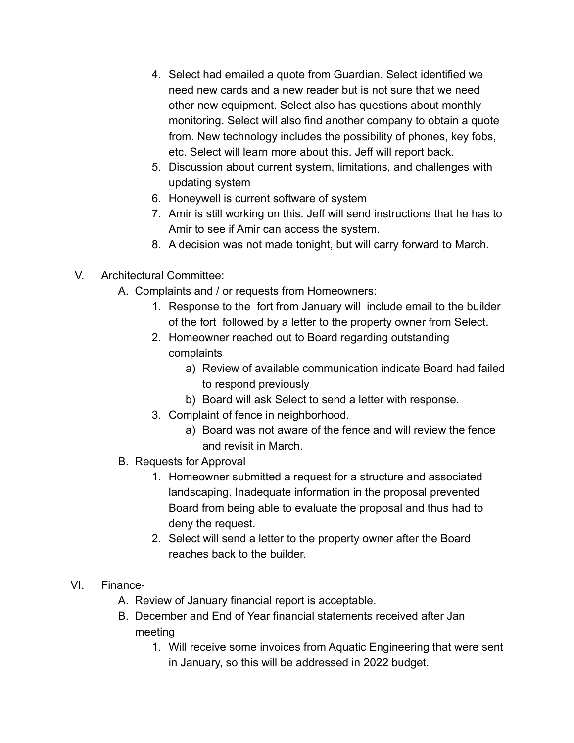4. Select had emailed a quote from Guardian. Select identified we need new cards and a new reader but is not sure that we need other new equipment. Select also has questions about monthly monitoring. Select will also find another company to obtain a quote from. New technology includes the possibility of phones, key fobs, etc. Select will learn more about this. Jeff will report back.
5. Discussion about current system, limitations, and challenges with updating system
6. Honeywell is current software of system
7. Amir is still working on this. Jeff will send instructions that he has to Amir to see if Amir can access the system.
8. A decision was not made tonight, but will carry forward to March.

V. Architectural Committee:
   A. Complaints and / or requests from Homeowners:
      1. Response to the fort from January will include email to the builder of the fort followed by a letter to the property owner from Select.
      2. Homeowner reached out to Board regarding outstanding complaints
         a) Review of available communication indicate Board had failed to respond previously
         b) Board will ask Select to send a letter with response.
      3. Complaint of fence in neighborhood.
         a) Board was not aware of the fence and will review the fence and revisit in March.
   B. Requests for Approval
      1. Homeowner submitted a request for a structure and associated landscaping. Inadequate information in the proposal prevented Board from being able to evaluate the proposal and thus had to deny the request.
      2. Select will send a letter to the property owner after the Board reaches back to the builder.

VI. Finance-
   A. Review of January financial report is acceptable.
   B. December and End of Year financial statements received after Jan meeting
      1. Will receive some invoices from Aquatic Engineering that were sent in January, so this will be addressed in 2022 budget.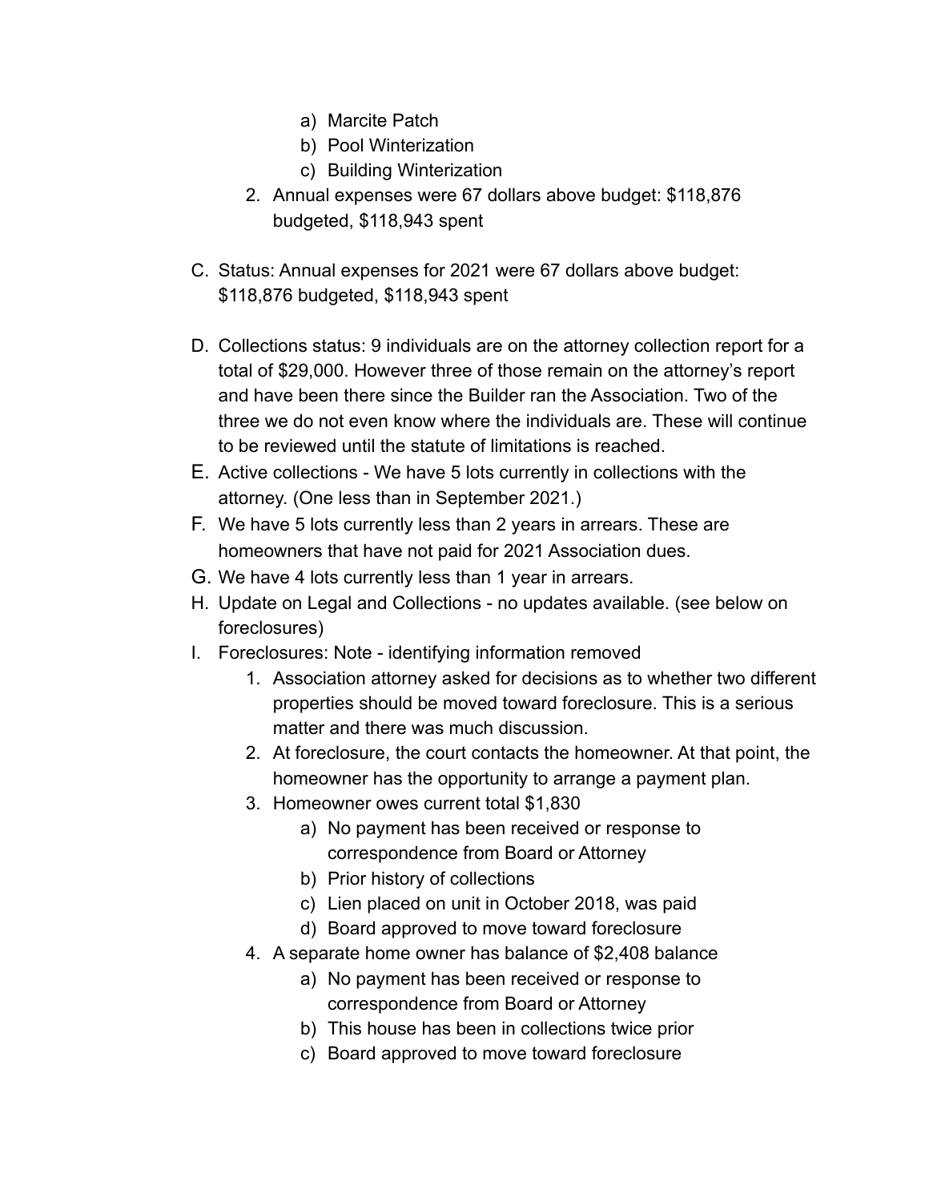a) Marcite Patch
b) Pool Winterization
c) Building Winterization

2. Annual expenses were 67 dollars above budget: $118,876 budgeted, $118,943 spent

C. Status: Annual expenses for 2021 were 67 dollars above budget: $118,876 budgeted, $118,943 spent

D. Collections status: 9 individuals are on the attorney collection report for a total of $29,000. However three of those remain on the attorney's report and have been there since the Builder ran the Association. Two of the three we do not even know where the individuals are. These will continue to be reviewed until the statute of limitations is reached.

E. Active collections - We have 5 lots currently in collections with the attorney. (One less than in September 2021.)

F. We have 5 lots currently less than 2 years in arrears. These are homeowners that have not paid for 2021 Association dues.

G. We have 4 lots currently less than 1 year in arrears.

H. Update on Legal and Collections - no updates available. (see below on foreclosures)

I. Foreclosures: Note - identifying information removed

1. Association attorney asked for decisions as to whether two different properties should be moved toward foreclosure. This is a serious matter and there was much discussion.
2. At foreclosure, the court contacts the homeowner. At that point, the homeowner has the opportunity to arrange a payment plan.
3. Homeowner owes current total $1,830
   a) No payment has been received or response to correspondence from Board or Attorney
   b) Prior history of collections
   c) Lien placed on unit in October 2018, was paid
   d) Board approved to move toward foreclosure
4. A separate home owner has balance of $2,408 balance
   a) No payment has been received or response to correspondence from Board or Attorney
   b) This house has been in collections twice prior
   c) Board approved to move toward foreclosure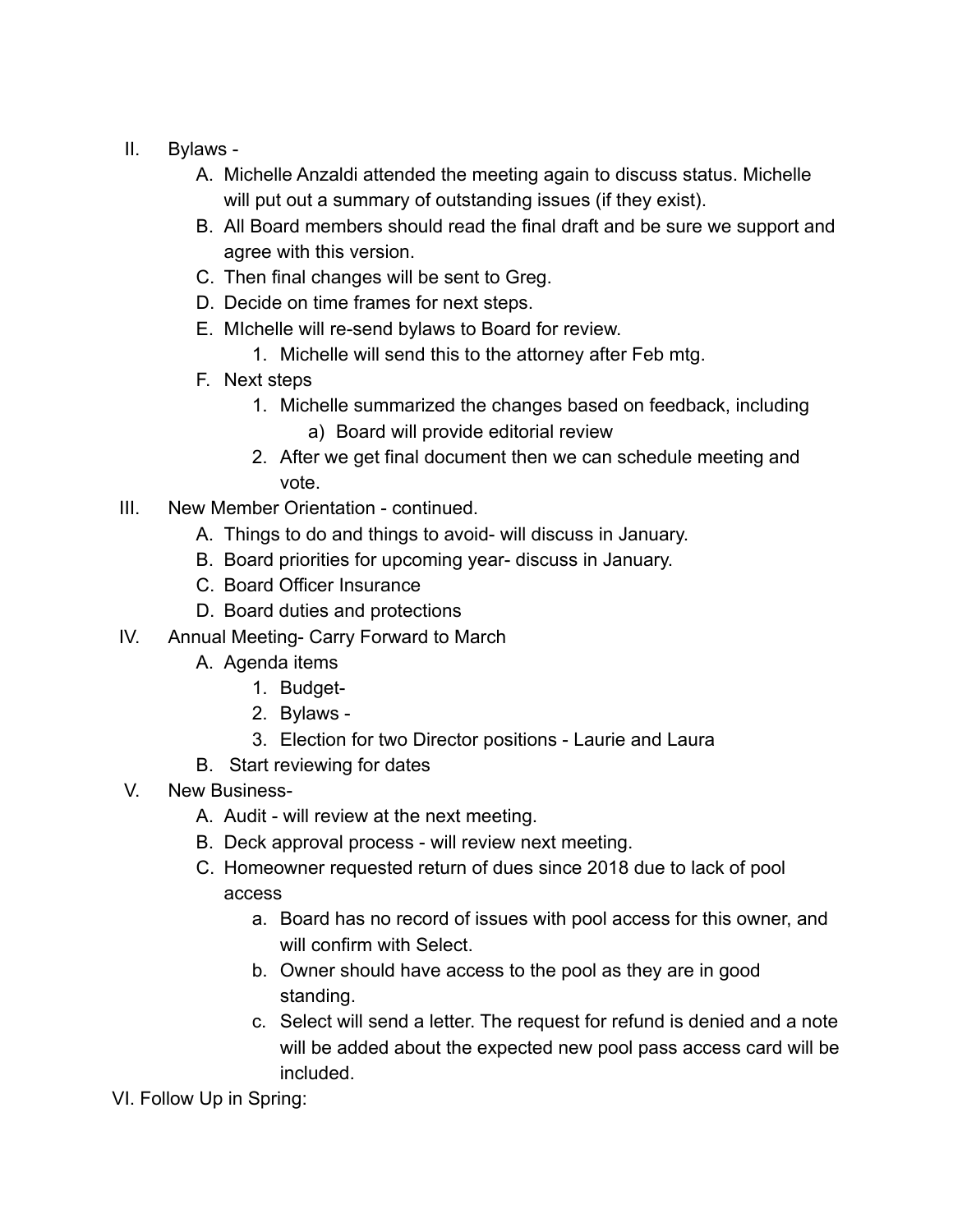II. Bylaws -
   A. Michelle Anzaldi attended the meeting again to discuss status. Michelle will put out a summary of outstanding issues (if they exist).
   B. All Board members should read the final draft and be sure we support and agree with this version.
   C. Then final changes will be sent to Greg.
   D. Decide on time frames for next steps.
   E. MIchelle will re-send bylaws to Board for review.
      1. Michelle will send this to the attorney after Feb mtg.
   F. Next steps
      1. Michelle summarized the changes based on feedback, including
         a) Board will provide editorial review
      2. After we get final document then we can schedule meeting and vote.

III. New Member Orientation - continued.
   A. Things to do and things to avoid- will discuss in January.
   B. Board priorities for upcoming year- discuss in January.
   C. Board Officer Insurance
   D. Board duties and protections

IV. Annual Meeting- Carry Forward to March
   A. Agenda items
      1. Budget-
      2. Bylaws -
      3. Election for two Director positions - Laurie and Laura
   B. Start reviewing for dates

V. New Business-
   A. Audit - will review at the next meeting.
   B. Deck approval process - will review next meeting.
   C. Homeowner requested return of dues since 2018 due to lack of pool access
      a. Board has no record of issues with pool access for this owner, and will confirm with Select.
      b. Owner should have access to the pool as they are in good standing.
      c. Select will send a letter. The request for refund is denied and a note will be added about the expected new pool pass access card will be included.

VI. Follow Up in Spring: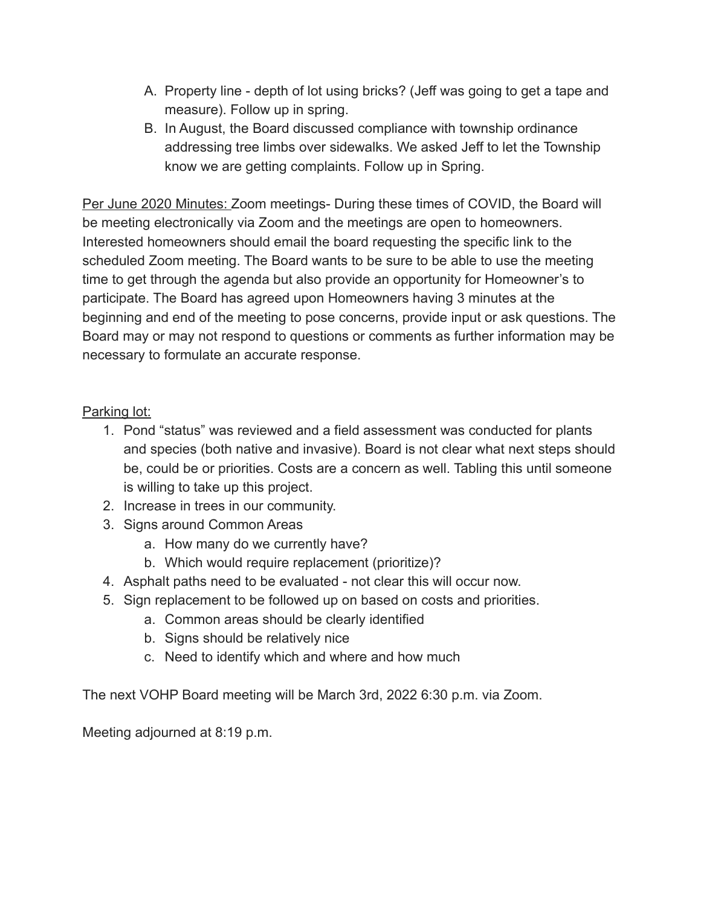A. Property line - depth of lot using bricks? (Jeff was going to get a tape and measure). Follow up in spring.
B. In August, the Board discussed compliance with township ordinance addressing tree limbs over sidewalks. We asked Jeff to let the Township know we are getting complaints. Follow up in Spring.

<u>Per June 2020 Minutes:</u> Zoom meetings- During these times of COVID, the Board will be meeting electronically via Zoom and the meetings are open to homeowners. Interested homeowners should email the board requesting the specific link to the scheduled Zoom meeting. The Board wants to be sure to be able to use the meeting time to get through the agenda but also provide an opportunity for Homeowner's to participate. The Board has agreed upon Homeowners having 3 minutes at the beginning and end of the meeting to pose concerns, provide input or ask questions. The Board may or may not respond to questions or comments as further information may be necessary to formulate an accurate response.

<u>Parking lot:</u>

1. Pond "status" was reviewed and a field assessment was conducted for plants and species (both native and invasive). Board is not clear what next steps should be, could be or priorities. Costs are a concern as well. Tabling this until someone is willing to take up this project.
2. Increase in trees in our community.
3. Signs around Common Areas
   a. How many do we currently have?
   b. Which would require replacement (prioritize)?
4. Asphalt paths need to be evaluated - not clear this will occur now.
5. Sign replacement to be followed up on based on costs and priorities.
   a. Common areas should be clearly identified
   b. Signs should be relatively nice
   c. Need to identify which and where and how much

The next VOHP Board meeting will be March 3rd, 2022 6:30 p.m. via Zoom.

Meeting adjourned at 8:19 p.m.